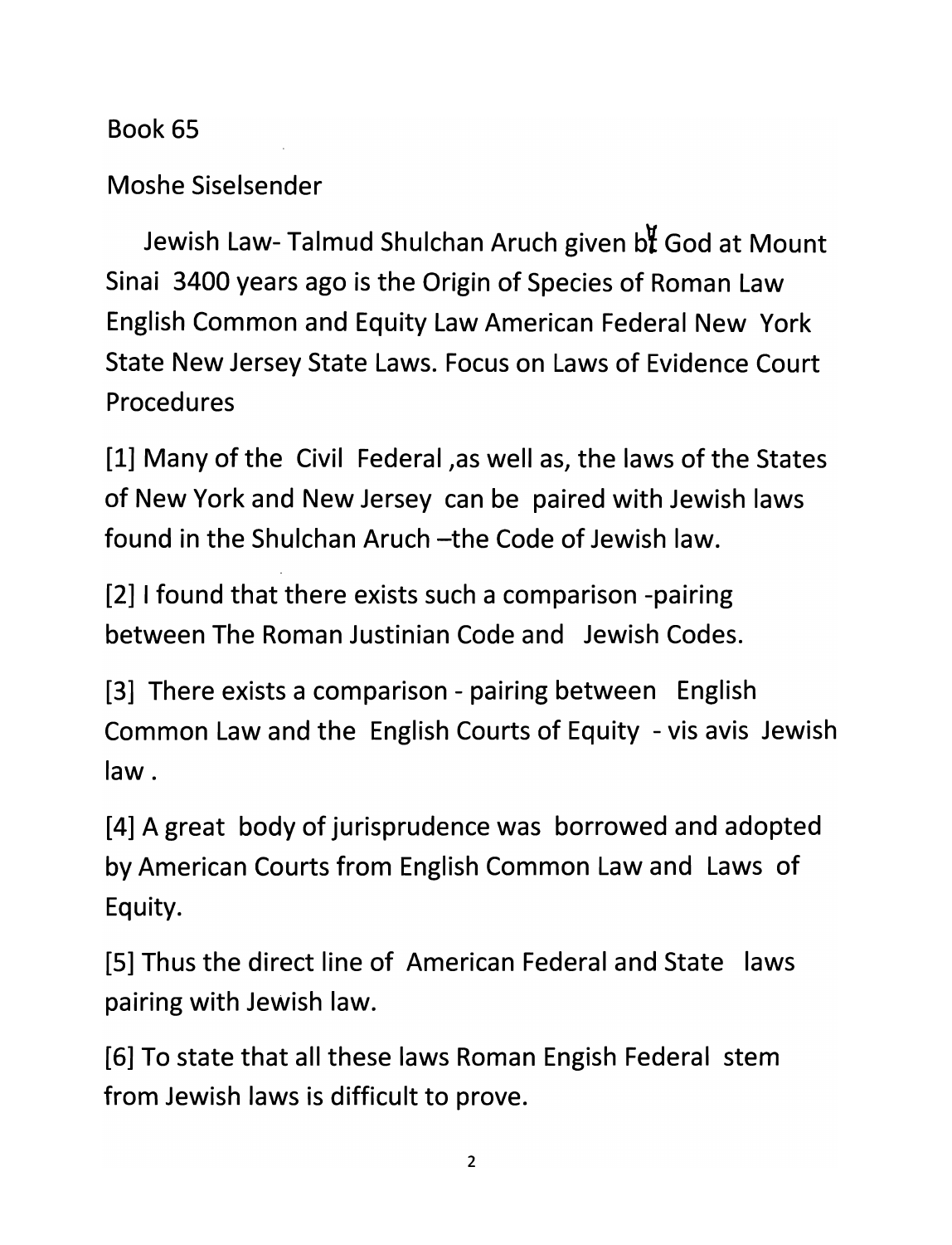Book 65

Moshe Siselsender

Jewish Law- Talmud Shulchan Aruch given by God at Mount Sinai 3400 years ago is the Origin of Species of Roman Law English Common and Equity Law American Federal New York State New Jersey State Laws. Focus on Laws of Evidence Court Procedures

[1] Many of the Civil Federal ,as well as, the laws of the States of New York and New Jersey can be paired with Jewish laws found in the Shulchan Aruch –the Code of Jewish law.

[2] I found that there exists such a comparison -pairing between The Roman Justinian Code and Jewish Codes.

[3] There exists a comparison - pairing between English Common Law and the English Courts of Equity - vis avis Jewish law .

[4] A great body of jurisprudence was borrowed and adopted by American Courts from English Common Law and Laws of Equity.

[5] Thus the direct line of American Federal and State laws pairing with Jewish law.

[6] To state that all these laws Roman Engish Federal stem from Jewish laws is difficult to prove.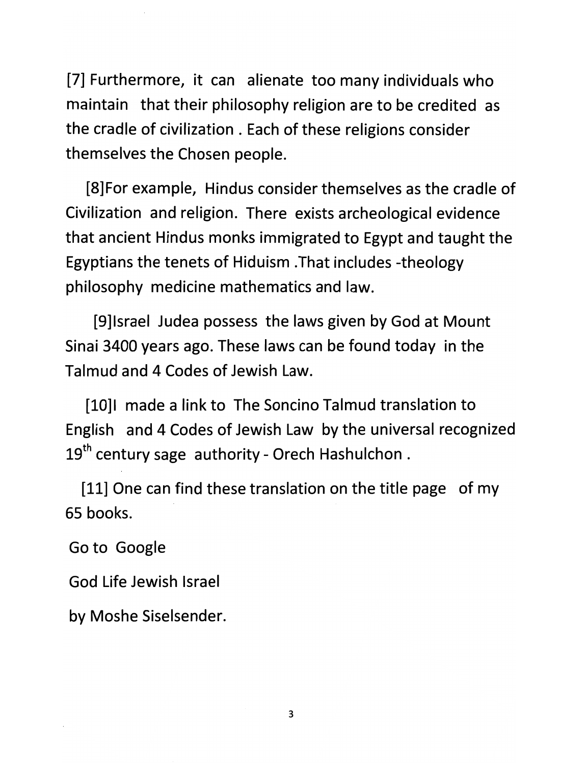[7] Furthermore, it can alienate too many individuals who maintain that their philosophy religion are to be credited as the cradle of civilization . Each of these religions consider themselves the Chosen people.

[8]For example, Hindus consider themselves as the cradle of Civilization and religion. There exists archeological evidence that ancient Hindus monks immigrated to Egypt and taught the Egyptians the tenets of Hiduism .That includes -theology philosophy medicine mathematics and law.

[9]Israel Judea possess the laws given by God at Mount Sinai 3400 years ago. These laws can be found today in the Talmud and 4 Codes of Jewish Law.

[10]I made a link to The Soncino Talmud translation to English and 4 Codes of Jewish Law by the universal recognized 19th century sage authority - Orech Hashulchon .

[11] One can find these translation on the title page of my 65 books.

Go to Google

God Life Jewish Israel

by Moshe Siselsender.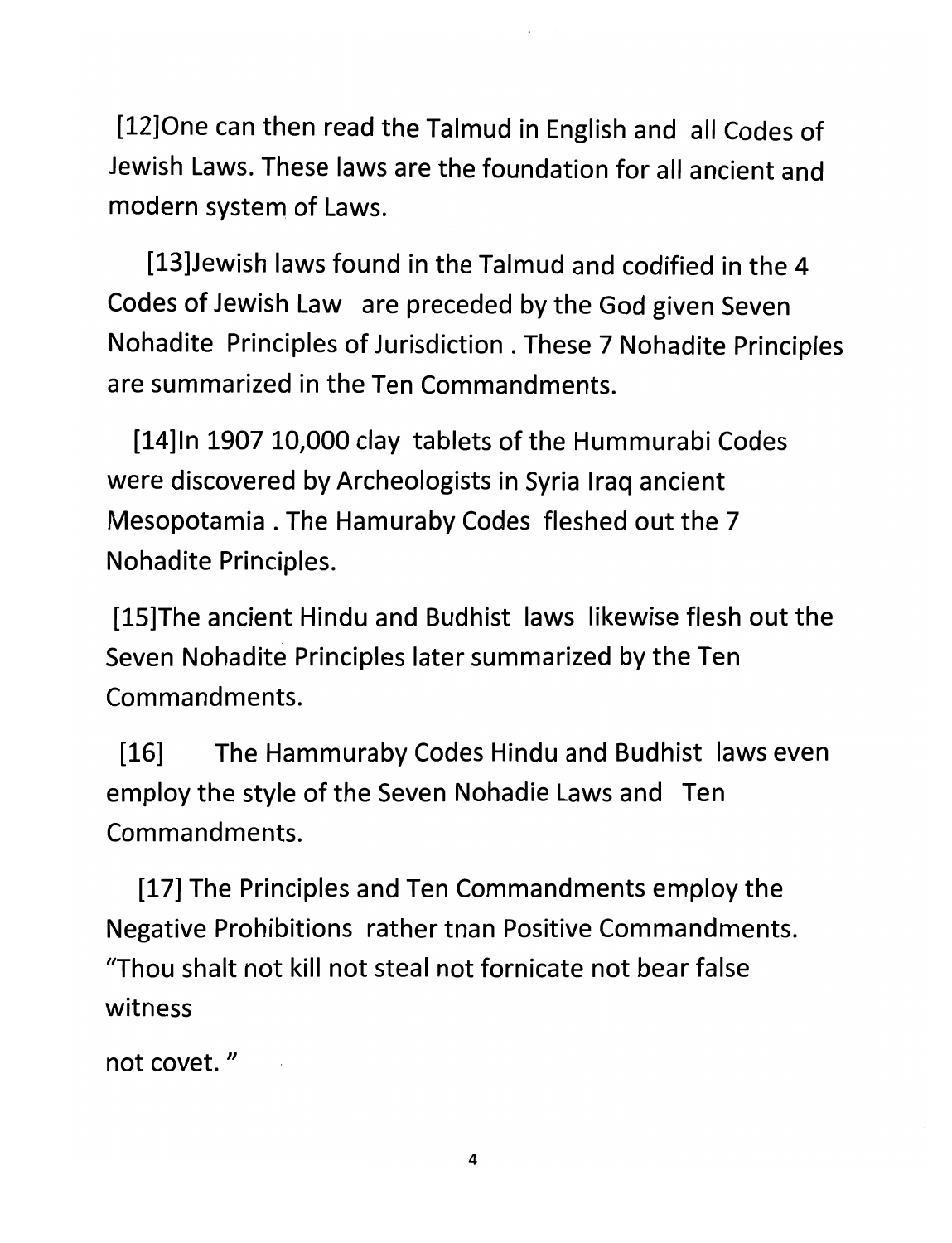[12]One can then read the Talmud in English and all Codes of Jewish Laws. These laws are the foundation for all ancient and modern system of Laws.

[13]Jewish laws found in the Talmud and codified in the 4 Codes of Jewish Law are preceded by the God given Seven Nohadite Principles of Jurisdiction . These 7 Nohadite Principles are summarized in the Ten Commandments.

[14]In 1907 10,000 clay tablets of the Hummurabi Codes were discovered by Archeologists in Syria Iraq ancient Mesopotamia . The Hamuraby Codes fleshed out the 7 Nohadite Principles.

[15]The ancient Hindu and Budhist laws likewise flesh out the Seven Nohadite Principles later summarized by the Ten Commandments.

[16] The Hammuraby Codes Hindu and Budhist laws even employ the style of the Seven Nohadie Laws and Ten Commandments.

[17] The Principles and Ten Commandments employ the Negative Prohibitions rather tnan Positive Commandments. "Thou shalt not kill not steal not fornicate not bear false witness

not covet. "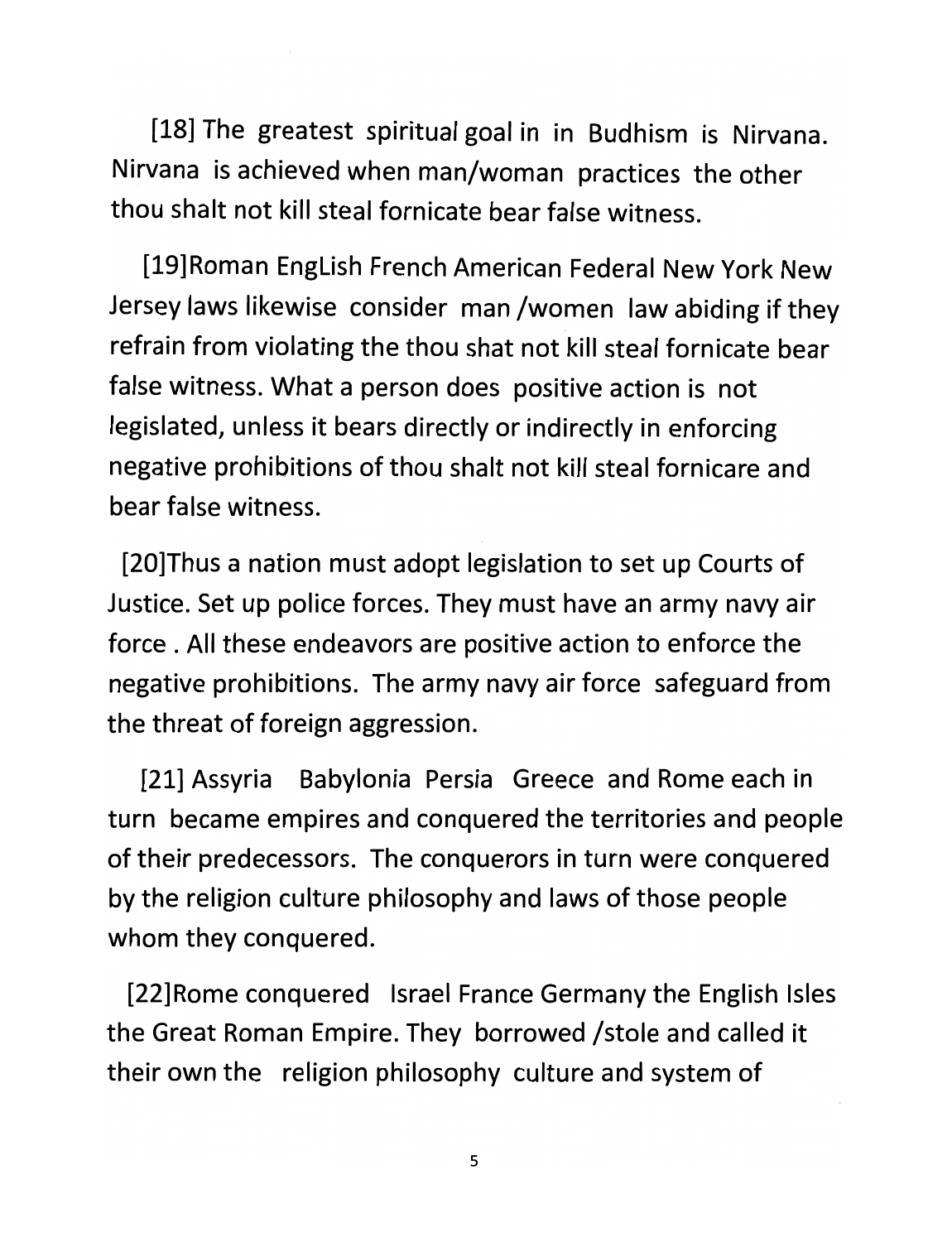[18] The greatest spiritual goal in in Budhism is Nirvana. Nirvana is achieved when man/woman practices the other thou shalt not kill steal fornicate bear false witness.

[19]Roman EngLish French American Federal New York New Jersey laws likewise consider man /women law abiding if they refrain from violating the thou shat not kill steal fornicate bear false witness. What a person does positive action is not legislated, unless it bears directly or indirectly in enforcing negative prohibitions of thou shalt not kill steal fornicare and bear false witness.

[20]Thus a nation must adopt legislation to set up Courts of Justice. Set up police forces. They must have an army navy air force . All these endeavors are positive action to enforce the negative prohibitions. The army navy air force safeguard from the threat of foreign aggression.

[21] Assyria Babylonia Persia Greece and Rome each in turn became empires and conquered the territories and people of their predecessors. The conquerors in turn were conquered by the religion culture philosophy and laws of those people whom they conquered.

[22]Rome conquered Israel France Germany the English Isles the Great Roman Empire. They borrowed /stole and called it their own the religion philosophy culture and system of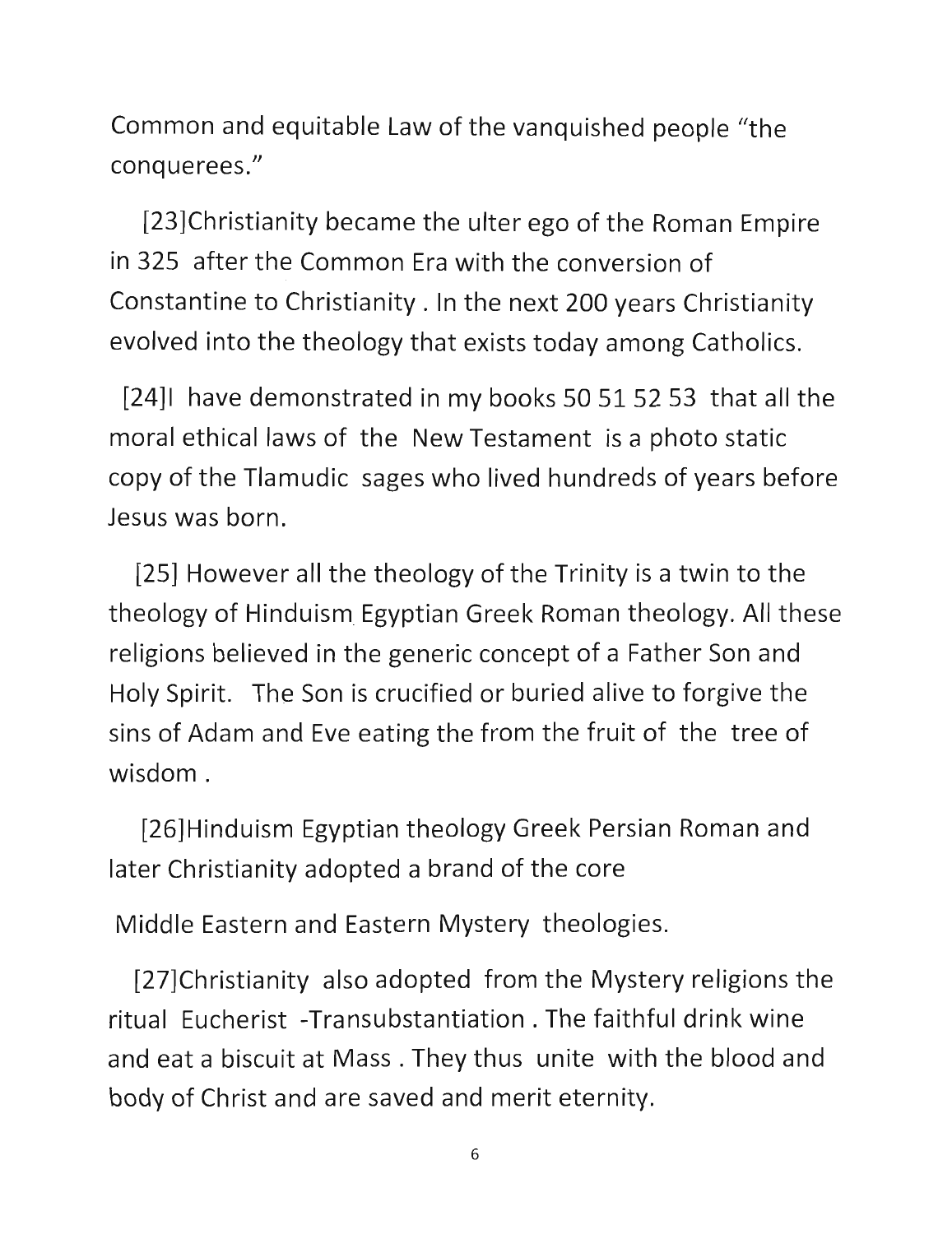Common and equitable Law of the vanquished people "the conquerees."

[23]Christianity became the ulter ego of the Roman Empire in 325 after the Common Era with the conversion of Constantine to Christianity . In the next 200 years Christianity evolved into the theology that exists today among Catholics.

[24]I have demonstrated in my books 50 51 52 53 that all the moral ethical laws of the New Testament is a photo static copy of the Tlamudic sages who lived hundreds of years before Jesus was born.

[25] However all the theology of the Trinity is a twin to the theology of Hinduism Egyptian Greek Roman theology. All these religions believed in the generic concept of a Father Son and Holy Spirit. The Son is crucified or buried alive to forgive the sins of Adam and Eve eating the from the fruit of the tree of wisdom .

[26]Hinduism Egyptian theology Greek Persian Roman and later Christianity adopted a brand of the core

Middle Eastern and Eastern Mystery theologies.

[27]Christianity also adopted from the Mystery religions the ritual Eucherist -Transubstantiation . The faithful drink wine and eat a biscuit at Mass . They thus unite with the blood and body of Christ and are saved and merit eternity.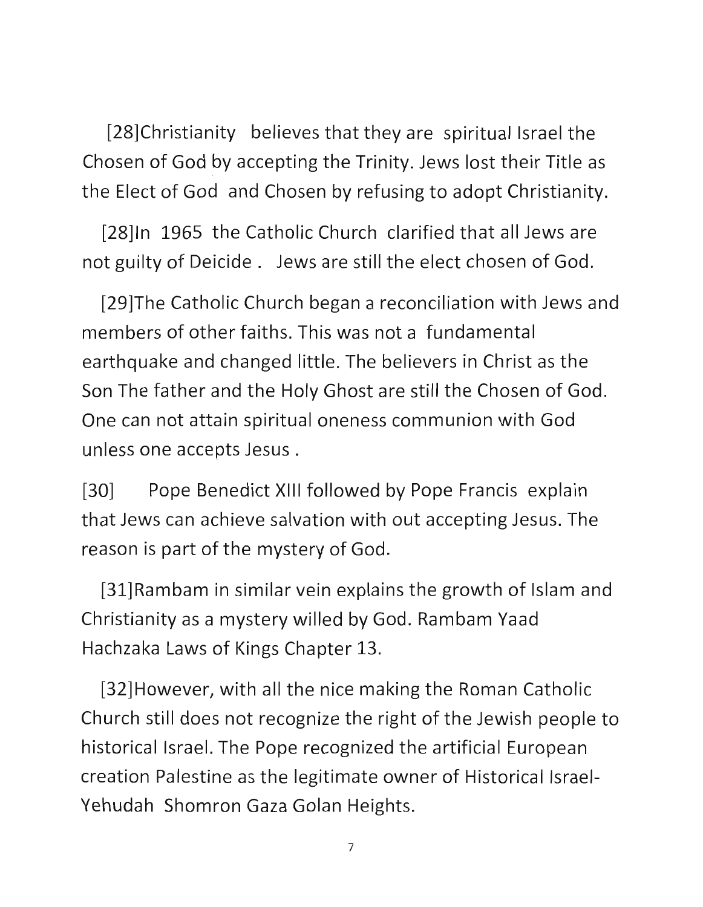[28]Christianity believes that they are spiritual Israel the Chosen of God by accepting the Trinity. Jews lost their Title as the Elect of God and Chosen by refusing to adopt Christianity.

[28]In 1965 the Catholic Church clarified that all Jews are not guilty of Deicide . Jews are still the elect chosen of God.

[29]The Catholic Church began a reconciliation with Jews and members of other faiths. This was not a fundamental earthquake and changed little. The believers in Christ as the Son The father and the Holy Ghost are still the Chosen of God. One can not attain spiritual oneness communion with God unless one accepts Jesus .

[30] Pope Benedict XIII followed by Pope Francis explain that Jews can achieve salvation with out accepting Jesus. The reason is part of the mystery of God.

[31]Rambam in similar vein explains the growth of Islam and Christianity as a mystery willed by God. Rambam Yaad Hachzaka Laws of Kings Chapter 13.

[32]However, with all the nice making the Roman Catholic Church still does not recognize the right of the Jewish people to historical Israel. The Pope recognized the artificial European creation Palestine as the legitimate owner of Historical Israel-Yehudah Shomron Gaza Golan Heights.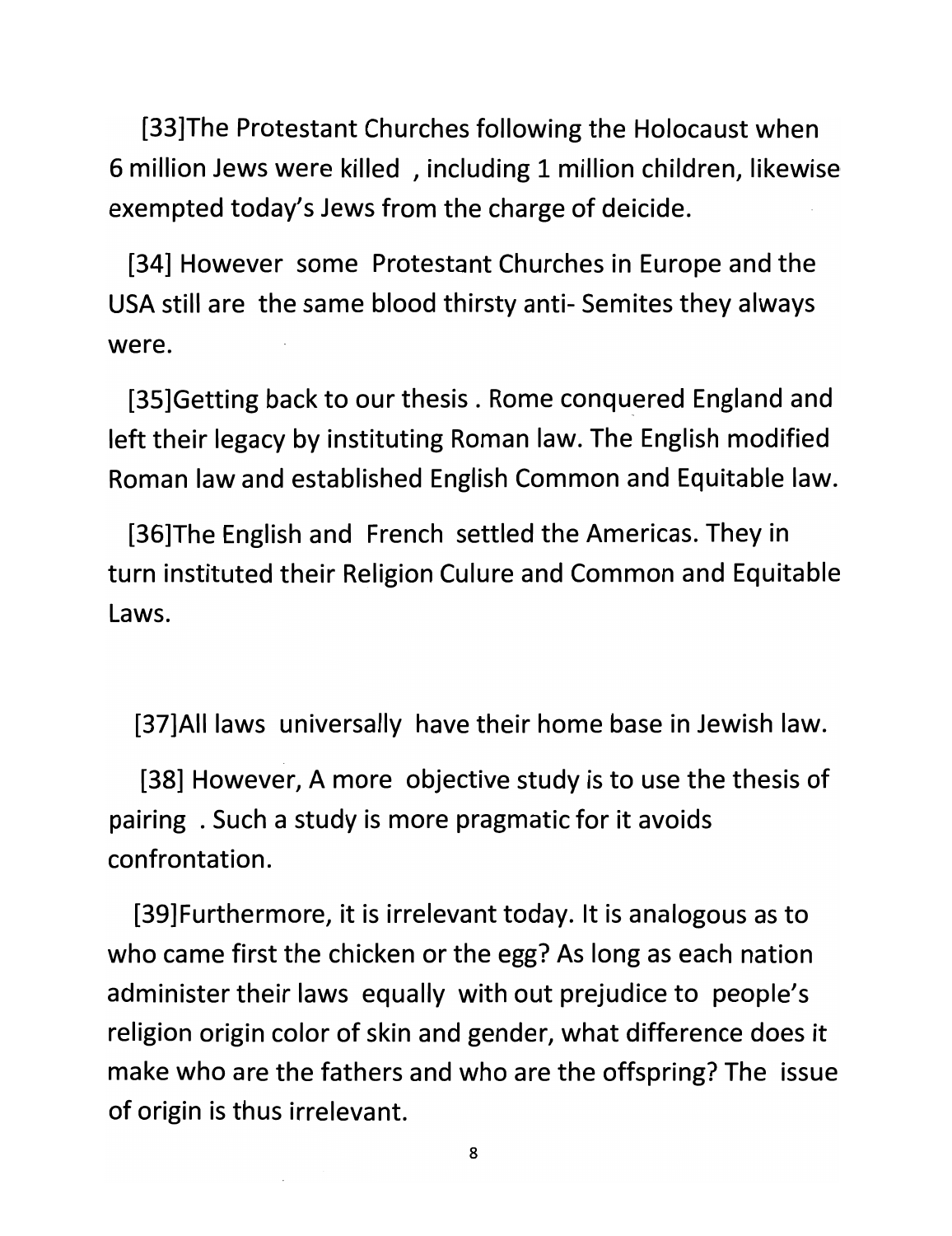[33]The Protestant Churches following the Holocaust when 6 million Jews were killed , including 1 million children, likewise exempted today's Jews from the charge of deicide.

[34] However some Protestant Churches in Europe and the USA still are the same blood thirsty anti- Semites they always were.

[35]Getting back to our thesis . Rome conquered England and left their legacy by instituting Roman law. The English modified Roman law and established English Common and Equitable law.

[36]The English and French settled the Americas. They in turn instituted their Religion Culure and Common and Equitable Laws.

[37]All laws universally have their home base in Jewish law.

[38] However, A more objective study is to use the thesis of pairing . Such a study is more pragmatic for it avoids confrontation.

[39]Furthermore, it is irrelevant today. It is analogous as to who came first the chicken or the egg? As long as each nation administer their laws equally with out prejudice to people's religion origin color of skin and gender, what difference does it make who are the fathers and who are the offspring? The issue of origin is thus irrelevant.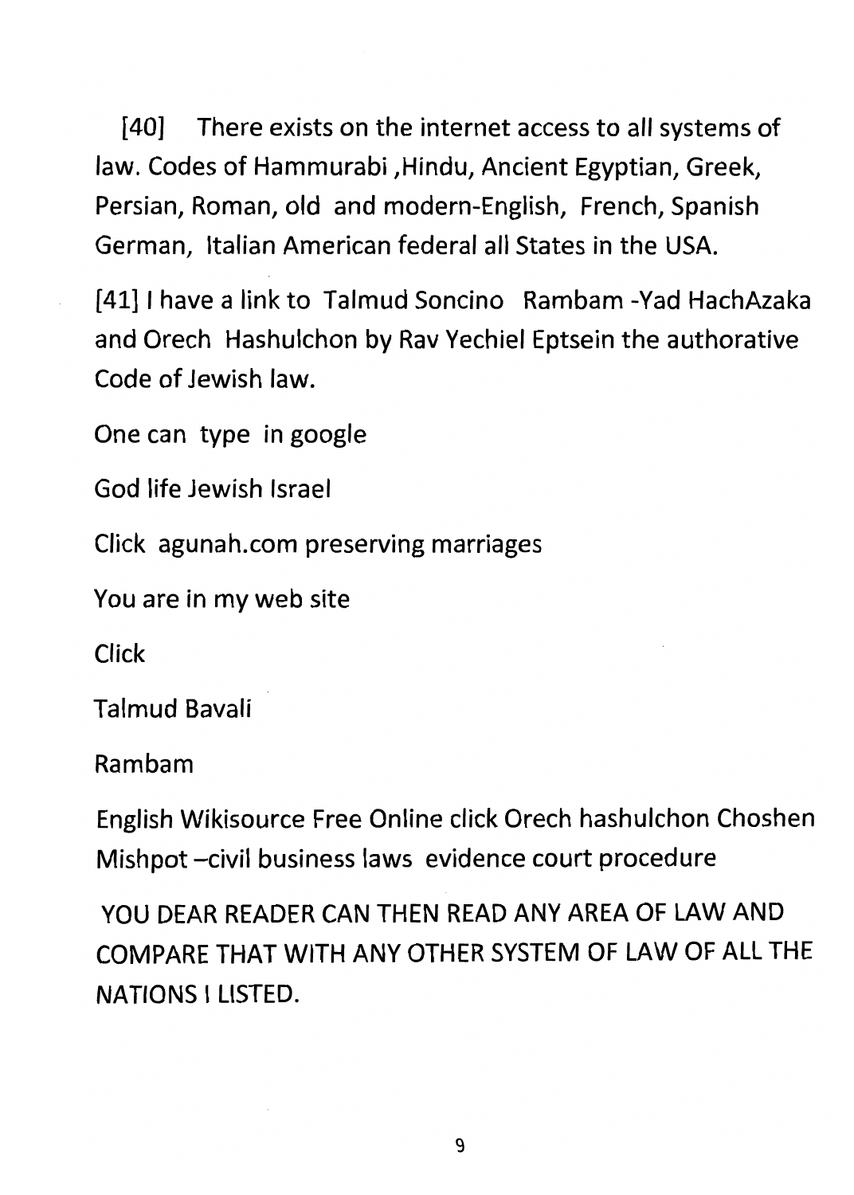[40] There exists on the internet access to all systems of law. Codes of Hammurabi ,Hindu, Ancient Egyptian, Greek, Persian, Roman, old and modern-English, French, Spanish German, Italian American federal all States in the USA.

[41] I have a link to Talmud Soncino Rambam -Yad HachAzaka and Orech Hashulchon by Rav Yechiel Eptsein the authorative Code of Jewish law.

One can type in google

God life Jewish Israel

Click agunah.com preserving marriages

You are in my web site

Click

Talmud Bavali

Rambam

English Wikisource Free Online click Orech hashulchon Choshen Mishpot –civil business laws evidence court procedure

YOU DEAR READER CAN THEN READ ANY AREA OF LAW AND COMPARE THAT WITH ANY OTHER SYSTEM OF LAW OF ALL THE NATIONS I LISTED.